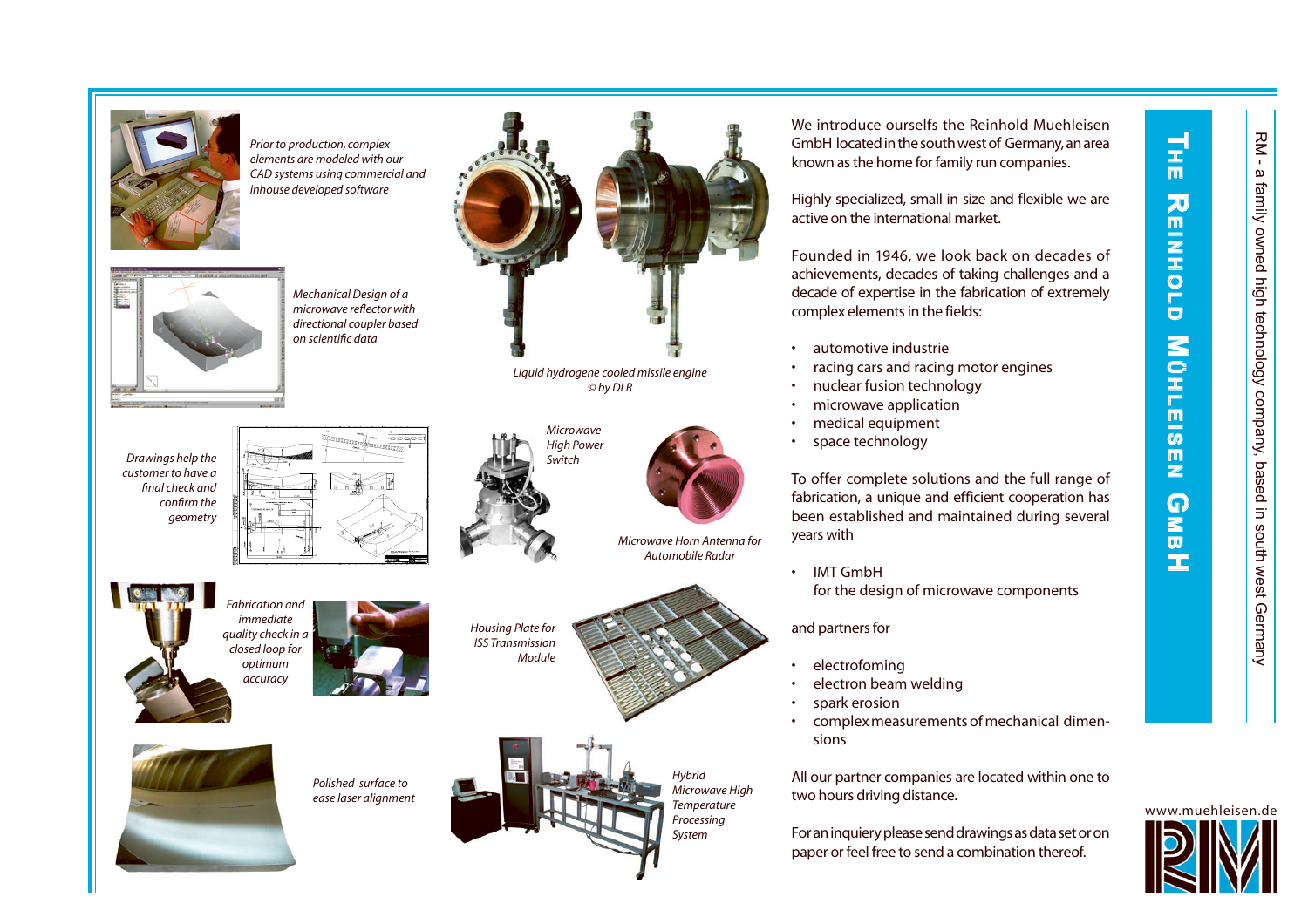# The Reinhold Mühleisen GmbH

RM - a family owned high technology company, based in south west Germany

We introduce ourselfs the Reinhold Muehleisen GmbH located in the south west of Germany, an area known as the home for family run companies.

Highly specialized, small in size and flexible we are active on the international market.

Founded in 1946, we look back on decades of achievements, decades of taking challenges and a decade of expertise in the fabrication of extremely complex elements in the fields:

- automotive industrie
- racing cars and racing motor engines
- nuclear fusion technology
- microwave application
- medical equipment
- space technology

To offer complete solutions and the full range of fabrication, a unique and efficient cooperation has been established and maintained during several years with

- IMT GmbH
  for the design of microwave components

and partners for

- electrofoming
- electron beam welding
- spark erosion
- complex measurements of mechanical dimensions

All our partner companies are located within one to two hours driving distance.

For an inquiery please send drawings as data set or on paper or feel free to send a combination thereof.

www.muehleisen.de

*Prior to production, complex elements are modeled with our CAD systems using commercial and inhouse developed software*

*Mechanical Design of a microwave reflector with directional coupler based on scientific data*

*Liquid hydrogene cooled missile engine © by DLR*

*Drawings help the customer to have a final check and confirm the geometry*

*Microwave High Power Switch*

*Microwave Horn Antenna for Automobile Radar*

*Fabrication and immediate quality check in a closed loop for optimum accuracy*

*Housing Plate for ISS Transmission Module*

*Polished surface to ease laser alignment*

*Hybrid Microwave High Temperature Processing System*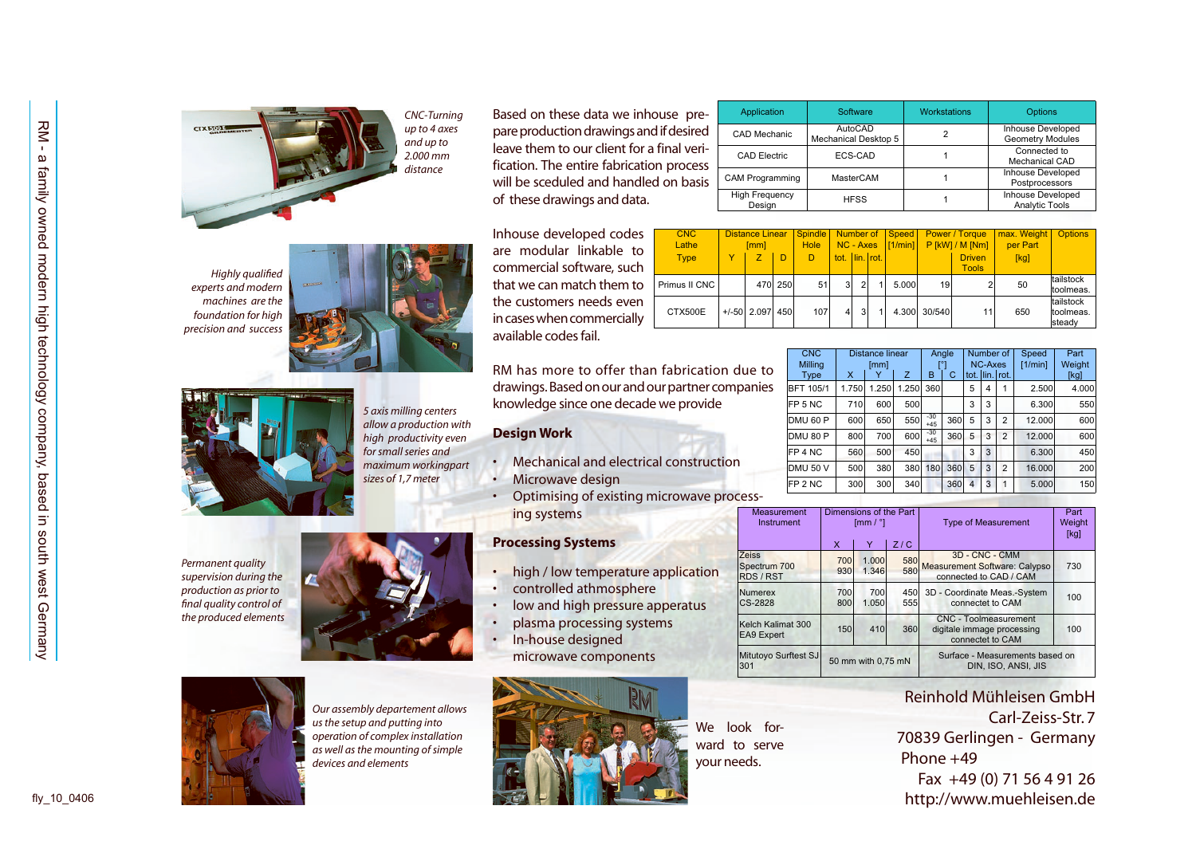RM - a family owned modern high technology company, based in south west Germany

*CNC-Turning up to 4 axes and up to 2.000 mm distance*

*Highly qualified experts and modern machines are the foundation for high precision and success*

*5 axis milling centers allow a production with high productivity even for small series and maximum workingpart sizes of 1,7 meter*

*Permanent quality supervision during the production as prior to final quality control of the produced elements*

*Our assembly departement allows us the setup and putting into operation of complex installation as well as the mounting of simple devices and elements*

Based on these data we inhouse prepare production drawings and if desired leave them to our client for a final verification. The entire fabrication process will be sceduled and handled on basis of these drawings and data.

| Application | Software | Workstations | Options |
|---|---|---|---|
| CAD Mechanic | AutoCAD Mechanical Desktop 5 | 2 | Inhouse Developed Geometry Modules |
| CAD Electric | ECS-CAD | 1 | Connected to Mechanical CAD |
| CAM Programming | MasterCAM | 1 | Inhouse Developed Postprocessors |
| High Frequency Design | HFSS | 1 | Inhouse Developed Analytic Tools |

Inhouse developed codes are modular linkable to commercial software, such that we can match them to the customers needs even in cases when commercially available codes fail.

| CNC Lathe Type | Distance Linear [mm] Y | Z | D | Spindle Hole D | Number of NC - Axes tot. | lin. | rot. | Speed [1/min] | Power / Torque P [kW] / M [Nm] | Driven Tools | max. Weight per Part [kg] | Options |
|---|---|---|---|---|---|---|---|---|---|---|---|---|
| Primus II CNC | | 470 | 250 | 51 | 3 | 2 | 1 | 5.000 | 19 | 2 | 50 | tailstock toolmeas. |
| CTX500E | +/-50 | 2.097 | 450 | 107 | 4 | 3 | 1 | 4.300 | 30/540 | 11 | 650 | tailstock toolmeas. steady |

RM has more to offer than fabrication due to drawings. Based on our and our partner companies knowledge since one decade we provide

| CNC Milling Type | Distance linear [mm] X | Y | Z | Angle [°] B | C | Number of NC-Axes tot. | lin. | rot. | Speed [1/min] | Part Weight [kg] |
|---|---|---|---|---|---|---|---|---|---|---|
| BFT 105/1 | 1.750 | 1.250 | 1.250 | 360 | | 5 | 4 | 1 | 2.500 | 4.000 |
| FP 5 NC | 710 | 600 | 500 | | | 3 | 3 | | 6.300 | 550 |
| DMU 60 P | 600 | 650 | 550 | -30 +45 | 360 | 5 | 3 | 2 | 12.000 | 600 |
| DMU 80 P | 800 | 700 | 600 | -30 +45 | 360 | 5 | 3 | 2 | 12.000 | 600 |
| FP 4 NC | 560 | 500 | 450 | | | 3 | 3 | | 6.300 | 450 |
| DMU 50 V | 500 | 380 | 380 | 180 | 360 | 5 | 3 | 2 | 16.000 | 200 |
| FP 2 NC | 300 | 300 | 340 | | 360 | 4 | 3 | 1 | 5.000 | 150 |

## Design Work

- Mechanical and electrical construction
- Microwave design
- Optimising of existing microwave processing systems

## Processing Systems

- high / low temperature application
- controlled athmosphere
- low and high pressure apperatus
- plasma processing systems
- In-house designed microwave components

| Measurement Instrument | Dimensions of the Part [mm / °] X | Y | Z / C | Type of Measurement | Part Weight [kg] |
|---|---|---|---|---|---|
| Zeiss Spectrum 700 RDS / RST | 700 930 | 1.000 1.346 | 580 580 | 3D - CNC - CMM Measurement Software: Calypso connected to CAD / CAM | 730 |
| Numerex CS-2828 | 700 800 | 700 1.050 | 450 555 | 3D - Coordinate Meas.-System connected to CAM | 100 |
| Kelch Kalimat 300 EA9 Expert | 150 | 410 | 360 | CNC - Toolmeasurement digitale immage processing connected to CAM | 100 |
| Mitutoyo Surftest SJ 301 | 50 mm with 0,75 mN | | | Surface - Measurements based on DIN, ISO, ANSI, JIS | |

We look forward to serve your needs.

Reinhold Mühleisen GmbH
Carl-Zeiss-Str. 7
70839 Gerlingen - Germany
Phone +49
Fax +49 (0) 71 56 4 91 26
http://www.muehleisen.de

fly_10_0406